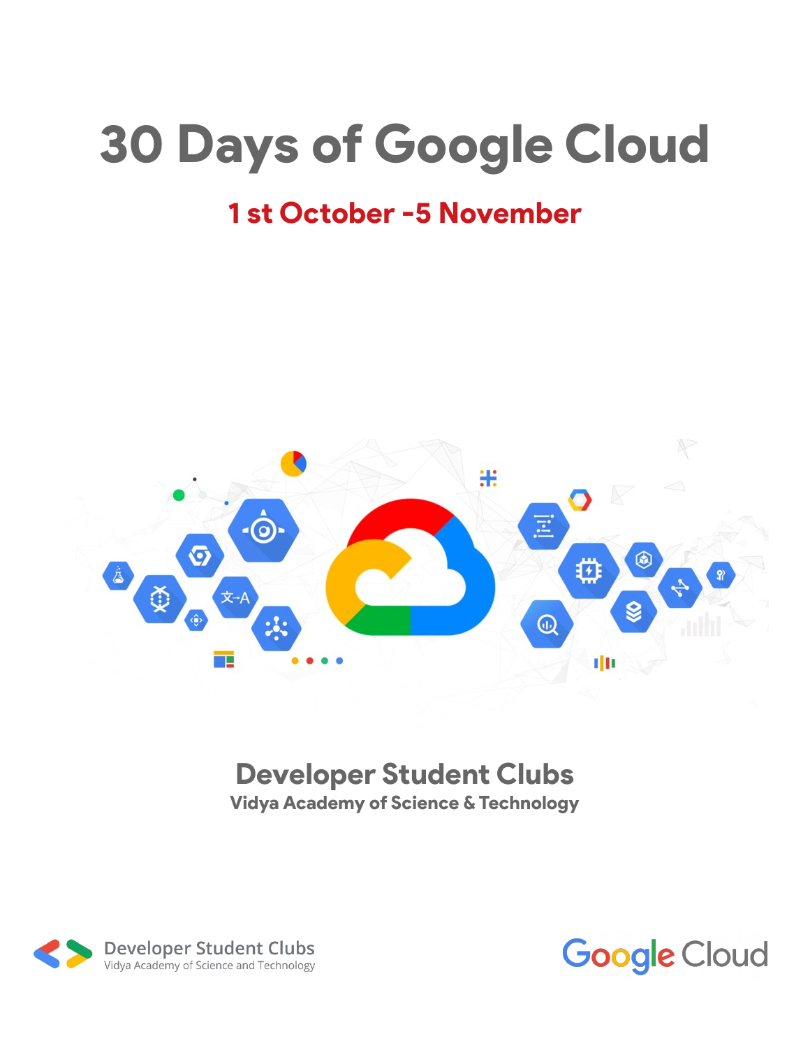# 30 Days of Google Cloud

**1 st October -5 November**

## Developer Student Clubs

**Vidya Academy of Science & Technology**

Developer Student Clubs
Vidya Academy of Science and Technology

Google Cloud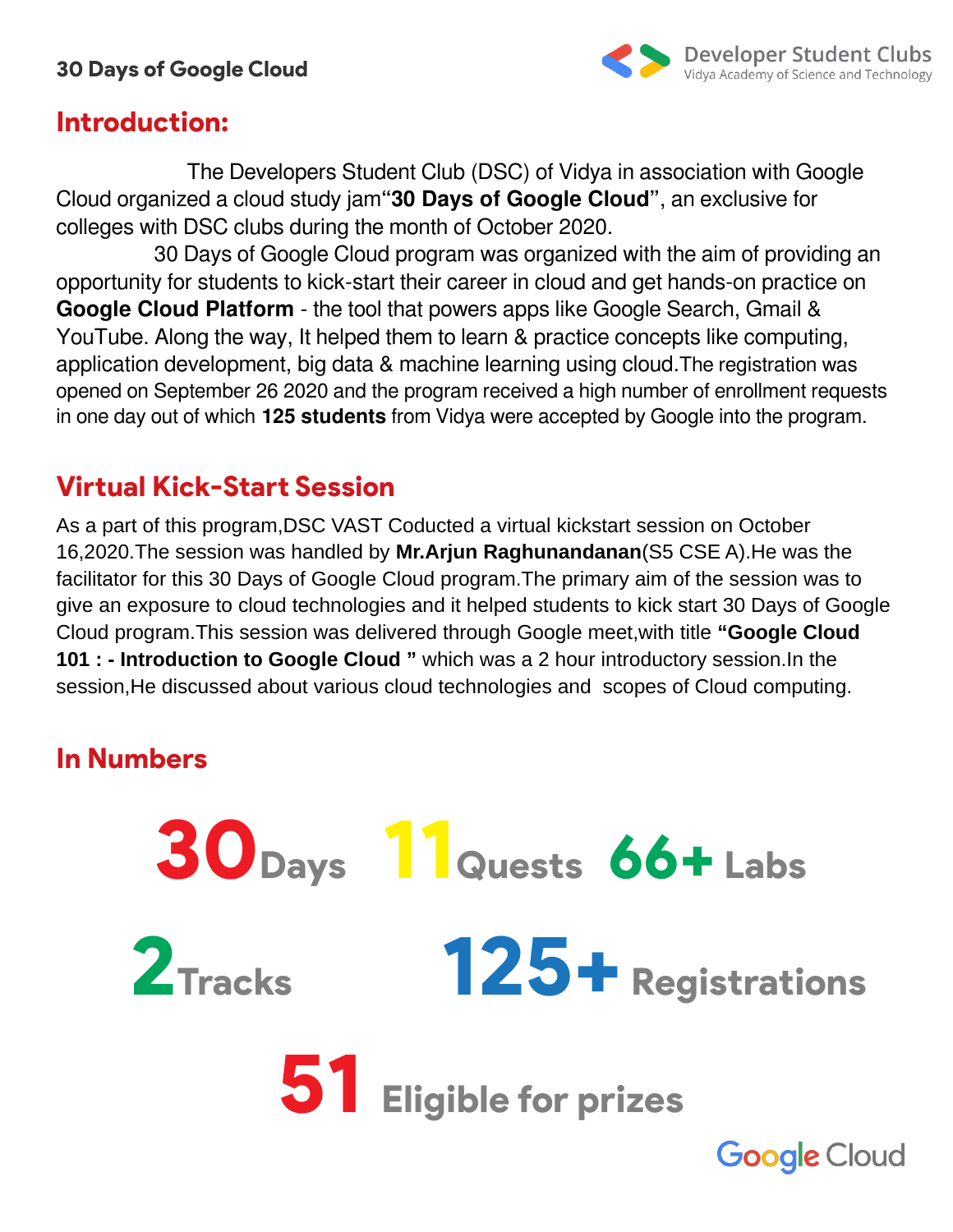## Introduction:

The Developers Student Club (DSC) of Vidya in association with Google Cloud organized a cloud study jam"**30 Days of Google Cloud**", an exclusive for colleges with DSC clubs during the month of October 2020.

30 Days of Google Cloud program was organized with the aim of providing an opportunity for students to kick-start their career in cloud and get hands-on practice on **Google Cloud Platform** - the tool that powers apps like Google Search, Gmail & YouTube. Along the way, It helped them to learn & practice concepts like computing, application development, big data & machine learning using cloud.The registration was opened on September 26 2020 and the program received a high number of enrollment requests in one day out of which **125 students** from Vidya were accepted by Google into the program.

## Virtual Kick-Start Session

As a part of this program,DSC VAST Coducted a virtual kickstart session on October 16,2020.The session was handled by **Mr.Arjun Raghunandanan**(S5 CSE A).He was the facilitator for this 30 Days of Google Cloud program.The primary aim of the session was to give an exposure to cloud technologies and it helped students to kick start 30 Days of Google Cloud program.This session was delivered through Google meet,with title **"Google Cloud 101 : - Introduction to Google Cloud "** which was a 2 hour introductory session.In the session,He discussed about various cloud technologies and scopes of Cloud computing.

## In Numbers

**30** Days **11** Quests **66+** Labs

**2** Tracks **125+** Registrations

**51** Eligible for prizes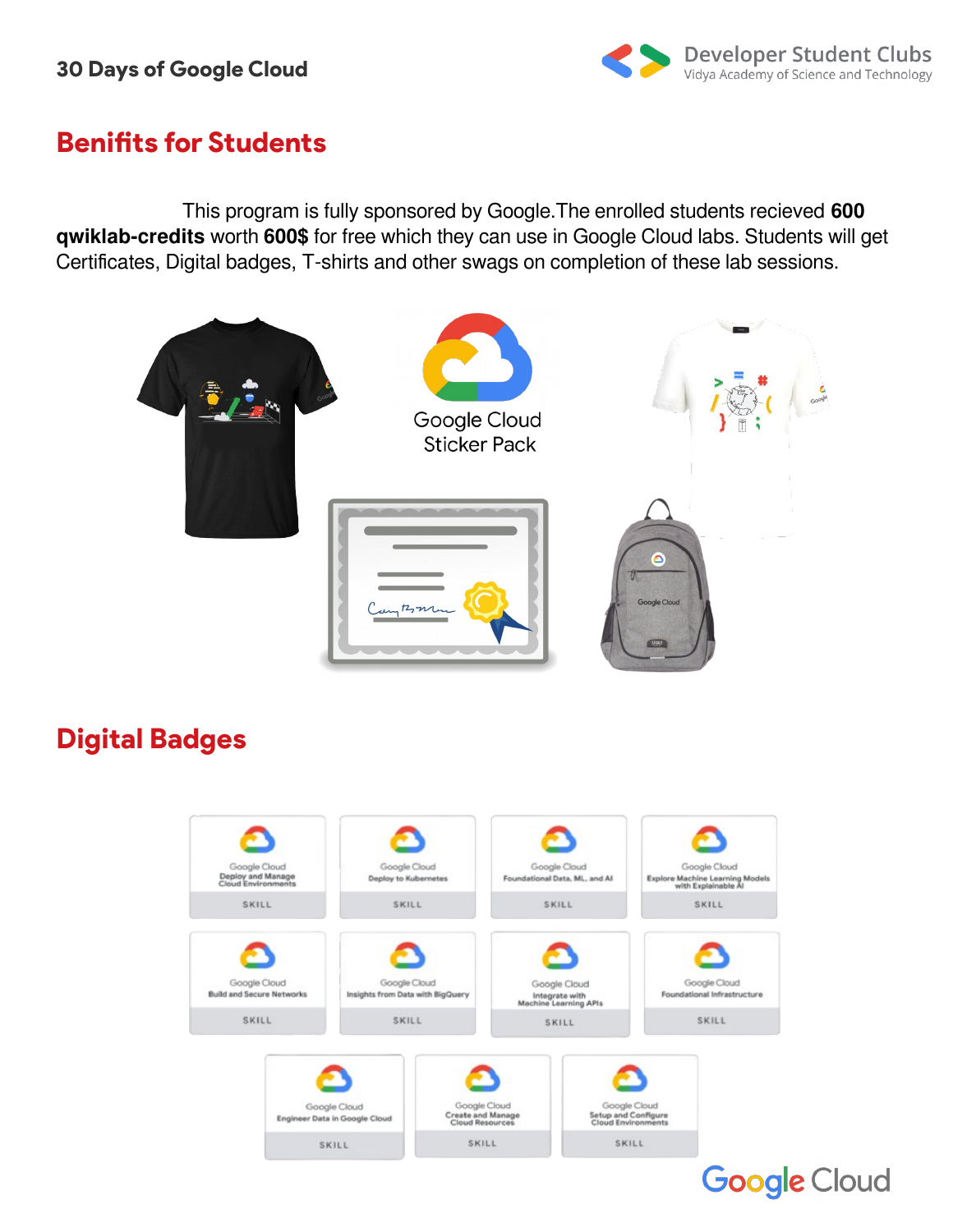## Benifits for Students

This program is fully sponsored by Google.The enrolled students recieved **600 qwiklab-credits** worth **600$** for free which they can use in Google Cloud labs. Students will get Certificates, Digital badges, T-shirts and other swags on completion of these lab sessions.

Google Cloud Sticker Pack

## Digital Badges

Google Cloud Deploy and Manage Cloud Environments SKILL

Google Cloud Deploy to Kubernetes SKILL

Google Cloud Foundational Data, ML, and AI SKILL

Google Cloud Explore Machine Learning Models with Explainable AI SKILL

Google Cloud Build and Secure Networks SKILL

Google Cloud Insights from Data with BigQuery SKILL

Google Cloud Integrate with Machine Learning APIs SKILL

Google Cloud Foundational Infrastructure SKILL

Google Cloud Engineer Data in Google Cloud SKILL

Google Cloud Create and Manage Cloud Resources SKILL

Google Cloud Setup and Configure Cloud Environments SKILL

Google Cloud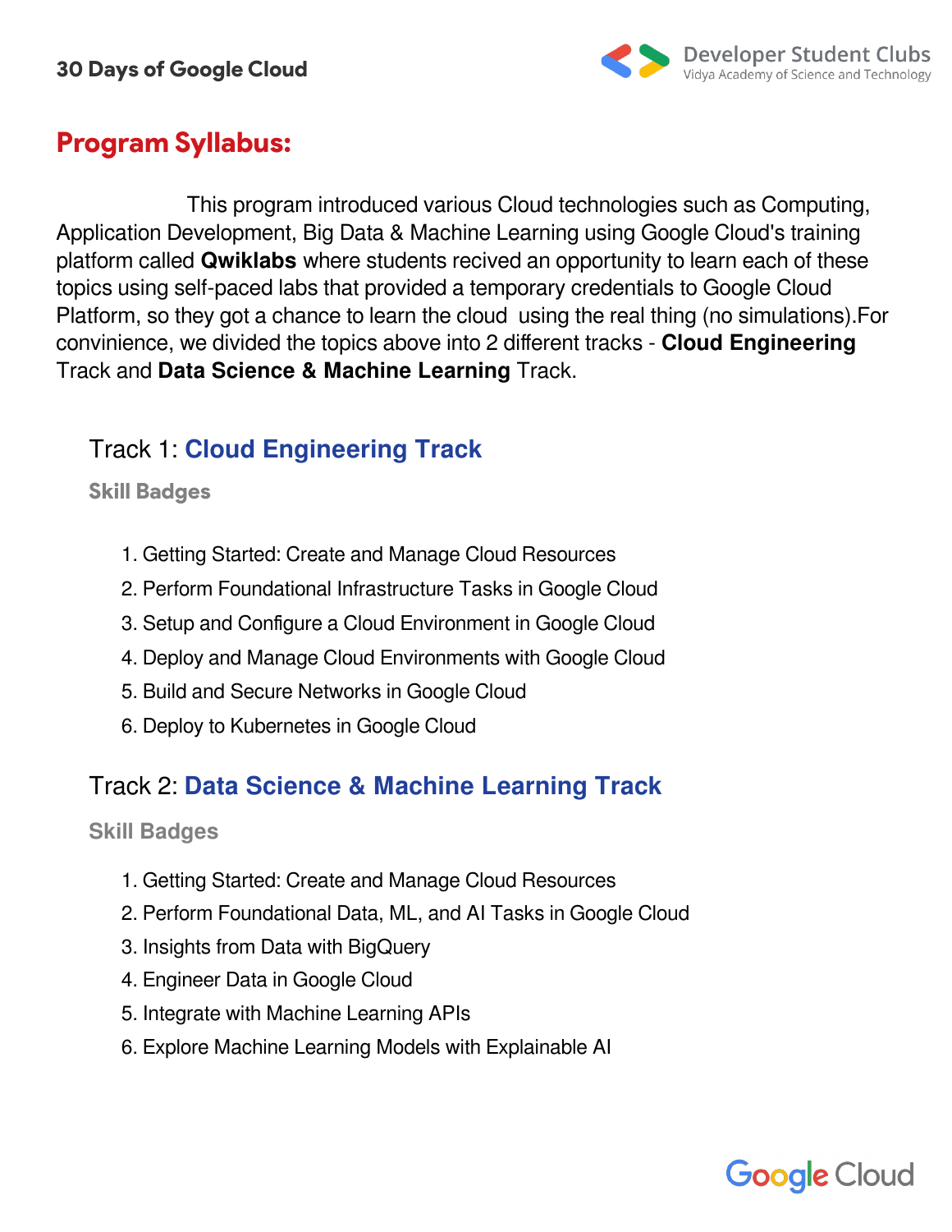## Program Syllabus:

This program introduced various Cloud technologies such as Computing, Application Development, Big Data & Machine Learning using Google Cloud's training platform called **Qwiklabs** where students recived an opportunity to learn each of these topics using self-paced labs that provided a temporary credentials to Google Cloud Platform, so they got a chance to learn the cloud using the real thing (no simulations).For convinience, we divided the topics above into 2 different tracks - **Cloud Engineering** Track and **Data Science & Machine Learning** Track.

### Track 1: Cloud Engineering Track

#### Skill Badges

1. Getting Started: Create and Manage Cloud Resources
2. Perform Foundational Infrastructure Tasks in Google Cloud
3. Setup and Configure a Cloud Environment in Google Cloud
4. Deploy and Manage Cloud Environments with Google Cloud
5. Build and Secure Networks in Google Cloud
6. Deploy to Kubernetes in Google Cloud

### Track 2: Data Science & Machine Learning Track

#### Skill Badges

1. Getting Started: Create and Manage Cloud Resources
2. Perform Foundational Data, ML, and AI Tasks in Google Cloud
3. Insights from Data with BigQuery
4. Engineer Data in Google Cloud
5. Integrate with Machine Learning APIs
6. Explore Machine Learning Models with Explainable AI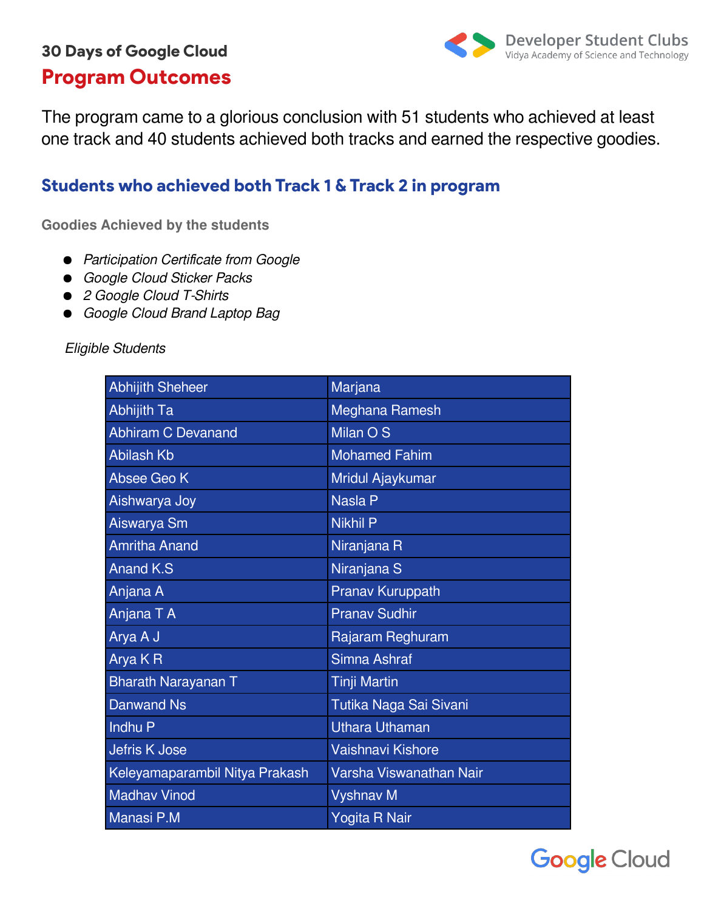## 30 Days of Google Cloud

# Program Outcomes

The program came to a glorious conclusion with 51 students who achieved at least one track and 40 students achieved both tracks and earned the respective goodies.

## Students who achieved both Track 1 & Track 2 in program

**Goodies Achieved by the students**

- *Participation Certificate from Google*
- *Google Cloud Sticker Packs*
- *2 Google Cloud T-Shirts*
- *Google Cloud Brand Laptop Bag*

*Eligible Students*

| | |
|---|---|
| Abhijith Sheheer | Marjana |
| Abhijith Ta | Meghana Ramesh |
| Abhiram C Devanand | Milan O S |
| Abilash Kb | Mohamed Fahim |
| Absee Geo K | Mridul Ajaykumar |
| Aishwarya Joy | Nasla P |
| Aiswarya Sm | Nikhil P |
| Amritha Anand | Niranjana R |
| Anand K.S | Niranjana S |
| Anjana A | Pranav Kuruppath |
| Anjana T A | Pranav Sudhir |
| Arya A J | Rajaram Reghuram |
| Arya K R | Simna Ashraf |
| Bharath Narayanan T | Tinji Martin |
| Danwand Ns | Tutika Naga Sai Sivani |
| Indhu P | Uthara Uthaman |
| Jefris K Jose | Vaishnavi Kishore |
| Keleyamaparambil Nitya Prakash | Varsha Viswanathan Nair |
| Madhav Vinod | Vyshnav M |
| Manasi P.M | Yogita R Nair |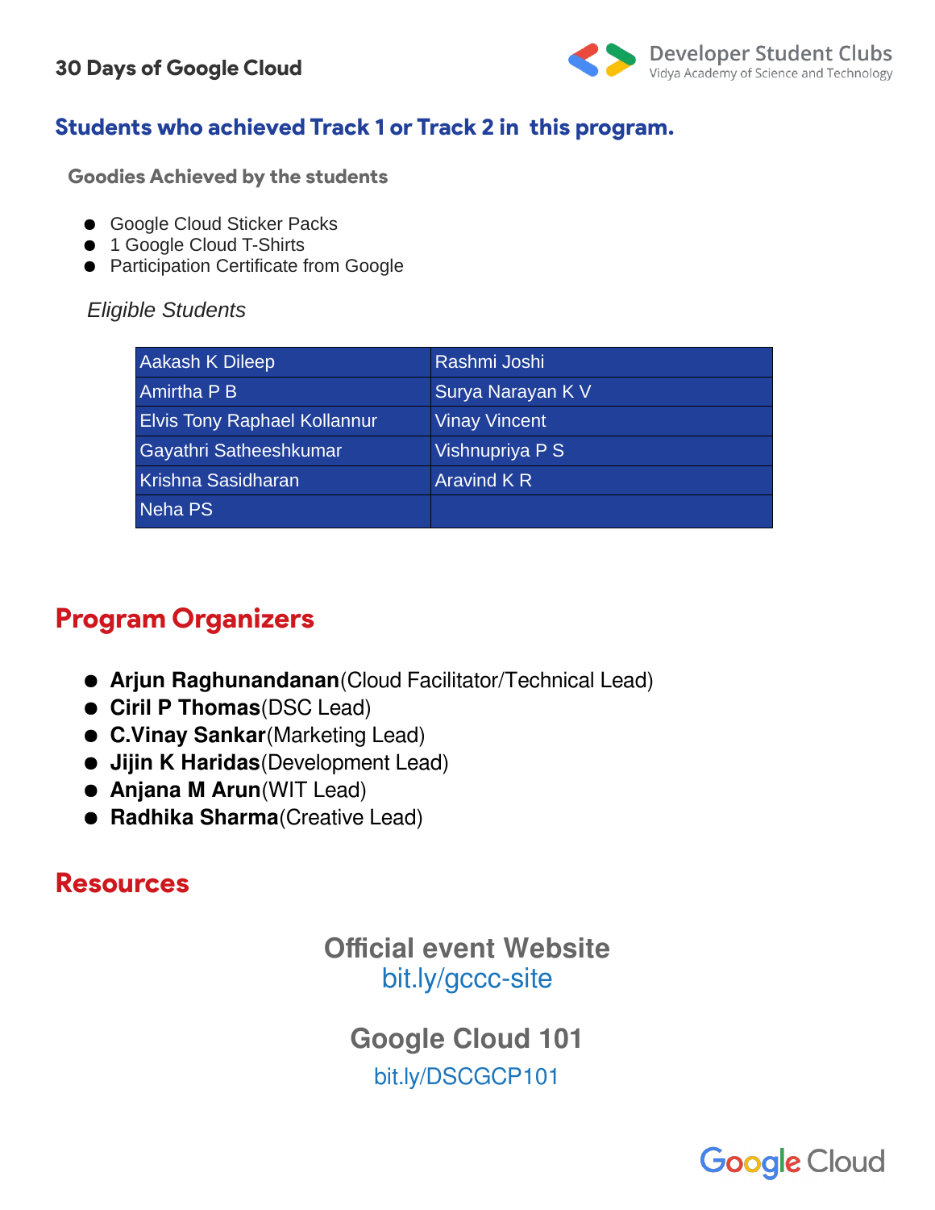## Students who achieved Track 1 or Track 2 in this program.

### Goodies Achieved by the students

- Google Cloud Sticker Packs
- 1 Google Cloud T-Shirts
- Participation Certificate from Google

*Eligible Students*

| | |
|---|---|
| Aakash K Dileep | Rashmi Joshi |
| Amirtha P B | Surya Narayan K V |
| Elvis Tony Raphael Kollannur | Vinay Vincent |
| Gayathri Satheeshkumar | Vishnupriya P S |
| Krishna Sasidharan | Aravind K R |
| Neha PS | |

## Program Organizers

- **Arjun Raghunandanan**(Cloud Facilitator/Technical Lead)
- **Ciril P Thomas**(DSC Lead)
- **C.Vinay Sankar**(Marketing Lead)
- **Jijin K Haridas**(Development Lead)
- **Anjana M Arun**(WIT Lead)
- **Radhika Sharma**(Creative Lead)

## Resources

**Official event Website**
bit.ly/gccc-site

**Google Cloud 101**
bit.ly/DSCGCP101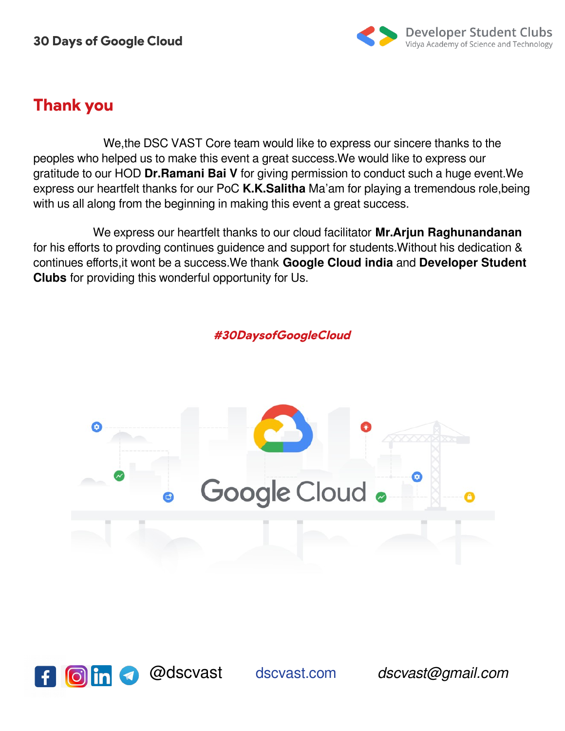# Thank you

We,the DSC VAST Core team would like to express our sincere thanks to the peoples who helped us to make this event a great success.We would like to express our gratitude to our HOD **Dr.Ramani Bai V** for giving permission to conduct such a huge event.We express our heartfelt thanks for our PoC **K.K.Salitha** Ma'am for playing a tremendous role,being with us all along from the beginning in making this event a great success.

We express our heartfelt thanks to our cloud facilitator **Mr.Arjun Raghunandanan** for his efforts to provding continues guidence and support for students.Without his dedication & continues efforts,it wont be a success.We thank **Google Cloud india** and **Developer Student Clubs** for providing this wonderful opportunity for Us.

***#30DaysofGoogleCloud***

Google Cloud

@dscvast dscvast.com *dscvast@gmail.com*